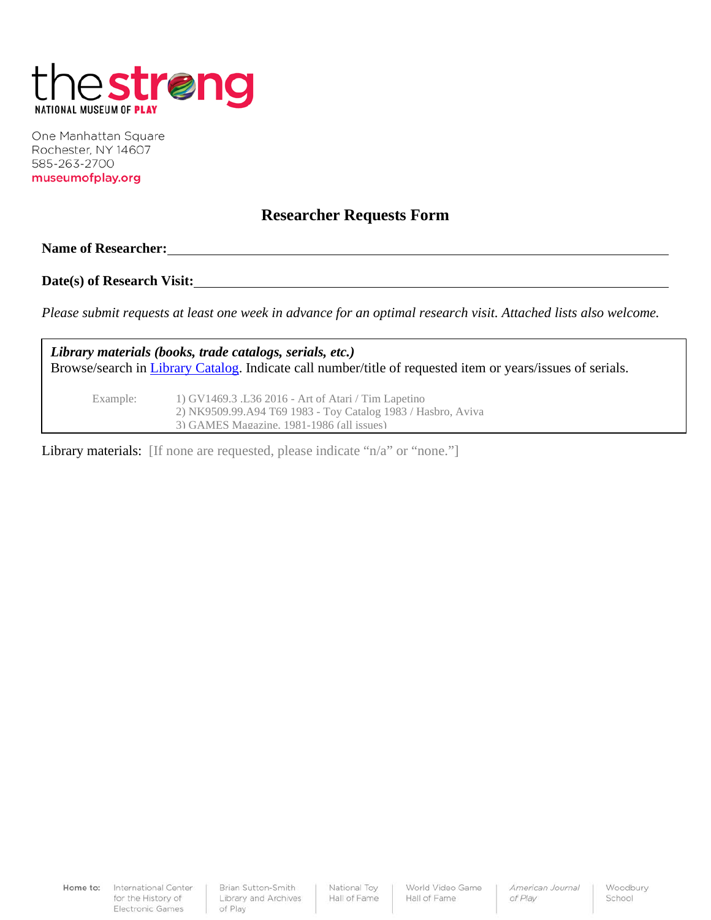**the strong**
NATIONAL MUSEUM OF PLAY

One Manhattan Square
Rochester, NY 14607
585-263-2700
museumofplay.org

# Researcher Requests Form

**Name of Researcher:** ______________________________

**Date(s) of Research Visit:** ______________________________

*Please submit requests at least one week in advance for an optimal research visit. Attached lists also welcome.*

***Library materials (books, trade catalogs, serials, etc.)***
Browse/search in [Library Catalog](). Indicate call number/title of requested item or years/issues of serials.

Example:
1) GV1469.3 .L36 2016 - Art of Atari / Tim Lapetino
2) NK9509.99.A94 T69 1983 - Toy Catalog 1983 / Hasbro, Aviva
3) GAMES Magazine, 1981-1986 (all issues)

Library materials: [If none are requested, please indicate "n/a" or "none."]

Home to: International Center for the History of Electronic Games | Brian Sutton-Smith Library and Archives of Play | National Toy Hall of Fame | World Video Game Hall of Fame | *American Journal of Play* | Woodbury School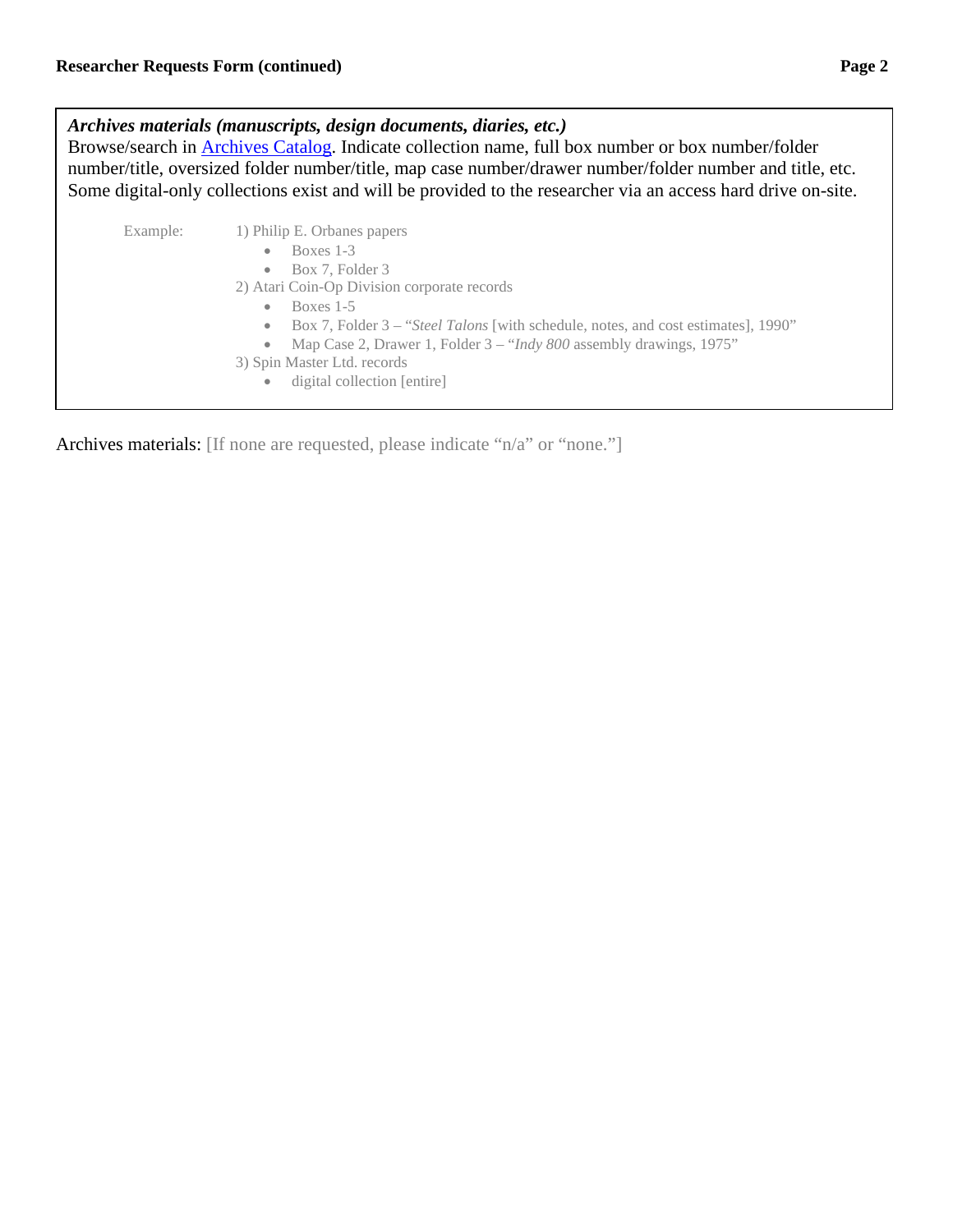***Archives materials (manuscripts, design documents, diaries, etc.)***

Browse/search in Archives Catalog. Indicate collection name, full box number or box number/folder number/title, oversized folder number/title, map case number/drawer number/folder number and title, etc. Some digital-only collections exist and will be provided to the researcher via an access hard drive on-site.

Example:

1) Philip E. Orbanes papers
   - Boxes 1-3
   - Box 7, Folder 3
2) Atari Coin-Op Division corporate records
   - Boxes 1-5
   - Box 7, Folder 3 – "*Steel Talons* [with schedule, notes, and cost estimates], 1990"
   - Map Case 2, Drawer 1, Folder 3 – "*Indy 800* assembly drawings, 1975"
3) Spin Master Ltd. records
   - digital collection [entire]

Archives materials: [If none are requested, please indicate "n/a" or "none."]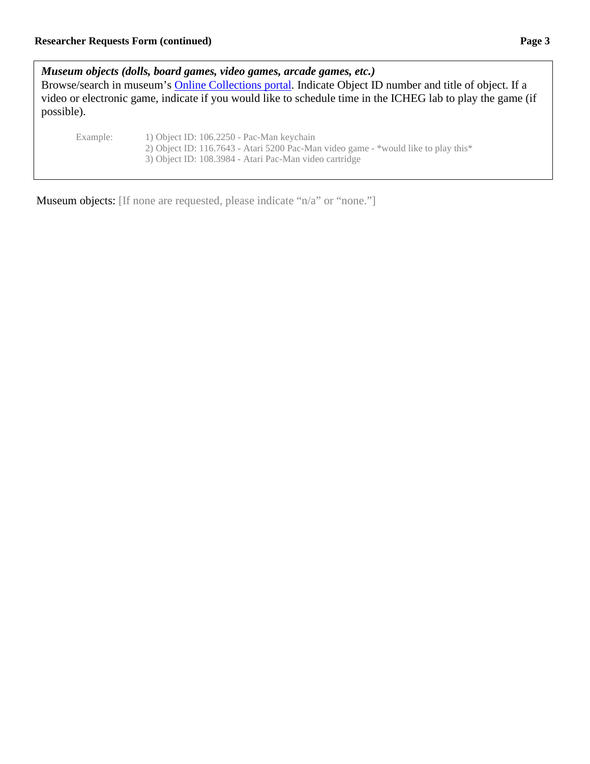***Museum objects (dolls, board games, video games, arcade games, etc.)***

Browse/search in museum's [Online Collections portal](). Indicate Object ID number and title of object. If a video or electronic game, indicate if you would like to schedule time in the ICHEG lab to play the game (if possible).

Example:

1) Object ID: 106.2250 - Pac-Man keychain
2) Object ID: 116.7643 - Atari 5200 Pac-Man video game - *would like to play this*
3) Object ID: 108.3984 - Atari Pac-Man video cartridge

Museum objects: [If none are requested, please indicate "n/a" or "none."]